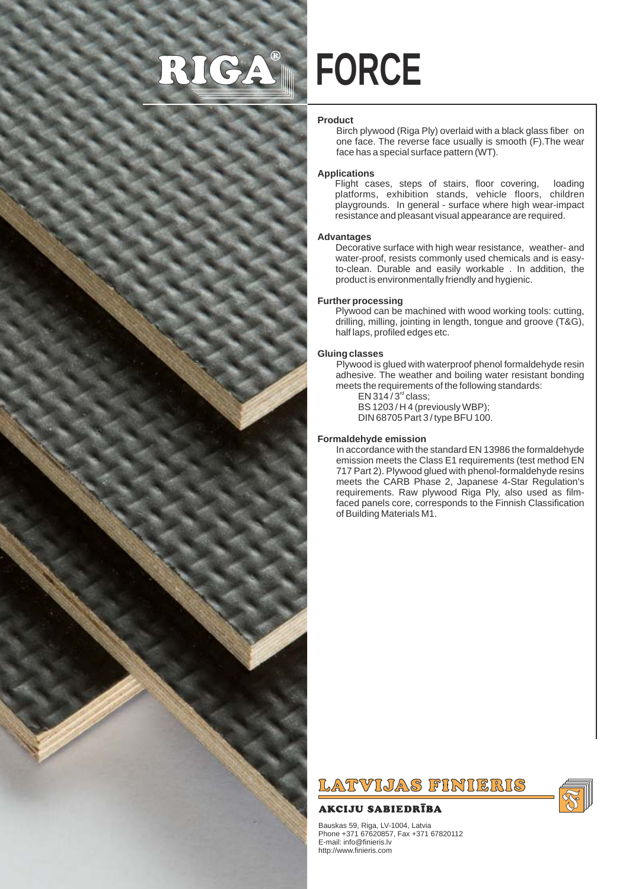# RIGA® FORCE

## Product

Birch plywood (Riga Ply) overlaid with a black glass fiber on one face. The reverse face usually is smooth (F).The wear face has a special surface pattern (WT).

## Applications

Flight cases, steps of stairs, floor covering, loading platforms, exhibition stands, vehicle floors, children playgrounds. In general - surface where high wear-impact resistance and pleasant visual appearance are required.

## Advantages

Decorative surface with high wear resistance, weather- and water-proof, resists commonly used chemicals and is easy-to-clean. Durable and easily workable . In addition, the product is environmentally friendly and hygienic.

## Further processing

Plywood can be machined with wood working tools: cutting, drilling, milling, jointing in length, tongue and groove (T&G), half laps, profiled edges etc.

## Gluing classes

Plywood is glued with waterproof phenol formaldehyde resin adhesive. The weather and boiling water resistant bonding meets the requirements of the following standards:

EN 314 / 3rd class;
BS 1203 / H 4 (previously WBP);
DIN 68705 Part 3 / type BFU 100.

## Formaldehyde emission

In accordance with the standard EN 13986 the formaldehyde emission meets the Class E1 requirements (test method EN 717 Part 2). Plywood glued with phenol-formaldehyde resins meets the CARB Phase 2, Japanese 4-Star Regulation's requirements. Raw plywood Riga Ply, also used as film-faced panels core, corresponds to the Finnish Classification of Building Materials M1.

**LATVIJAS FINIERIS**

**AKCIJU SABIEDRĪBA**

Bauskas 59, Riga, LV-1004, Latvia
Phone +371 67620857, Fax +371 67820112
E-mail: info@finieris.lv
http://www.finieris.com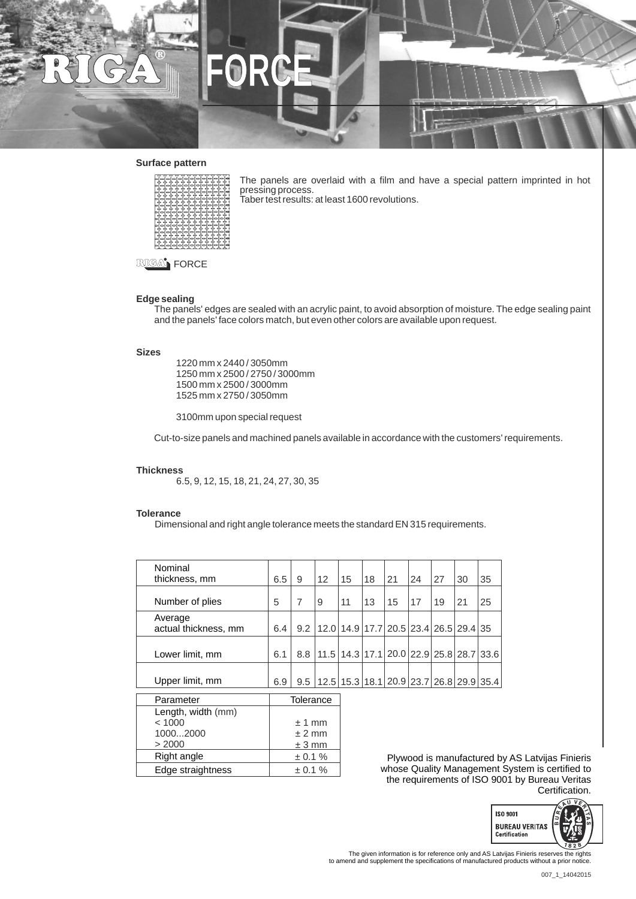# RIGA® FORCE

**Surface pattern**

The panels are overlaid with a film and have a special pattern imprinted in hot pressing process.
Taber test results: at least 1600 revolutions.

RIGA FORCE

**Edge sealing**

The panels' edges are sealed with an acrylic paint, to avoid absorption of moisture. The edge sealing paint and the panels' face colors match, but even other colors are available upon request.

**Sizes**

1220 mm x 2440 / 3050mm
1250 mm x 2500 / 2750 / 3000mm
1500 mm x 2500 / 3000mm
1525 mm x 2750 / 3050mm

3100mm upon special request

Cut-to-size panels and machined panels available in accordance with the customers' requirements.

**Thickness**

6.5, 9, 12, 15, 18, 21, 24, 27, 30, 35

**Tolerance**

Dimensional and right angle tolerance meets the standard EN 315 requirements.

| Nominal thickness, mm | 6.5 | 9 | 12 | 15 | 18 | 21 | 24 | 27 | 30 | 35 |
|---|---|---|---|---|---|---|---|---|---|---|
| Number of plies | 5 | 7 | 9 | 11 | 13 | 15 | 17 | 19 | 21 | 25 |
| Average actual thickness, mm | 6.4 | 9.2 | 12.0 | 14.9 | 17.7 | 20.5 | 23.4 | 26.5 | 29.4 | 35 |
| Lower limit, mm | 6.1 | 8.8 | 11.5 | 14.3 | 17.1 | 20.0 | 22.9 | 25.8 | 28.7 | 33.6 |
| Upper limit, mm | 6.9 | 9.5 | 12.5 | 15.3 | 18.1 | 20.9 | 23.7 | 26.8 | 29.9 | 35.4 |

| Parameter | Tolerance |
|---|---|
| Length, width (mm) | |
| < 1000 | ± 1 mm |
| 1000...2000 | ± 2 mm |
| > 2000 | ± 3 mm |
| Right angle | ± 0.1 % |
| Edge straightness | ± 0.1 % |

Plywood is manufactured by AS Latvijas Finieris whose Quality Management System is certified to the requirements of ISO 9001 by Bureau Veritas Certification.

ISO 9001
BUREAU VERITAS
Certification

The given information is for reference only and AS Latvijas Finieris reserves the rights to amend and supplement the specifications of manufactured products without a prior notice.

007_1_14042015